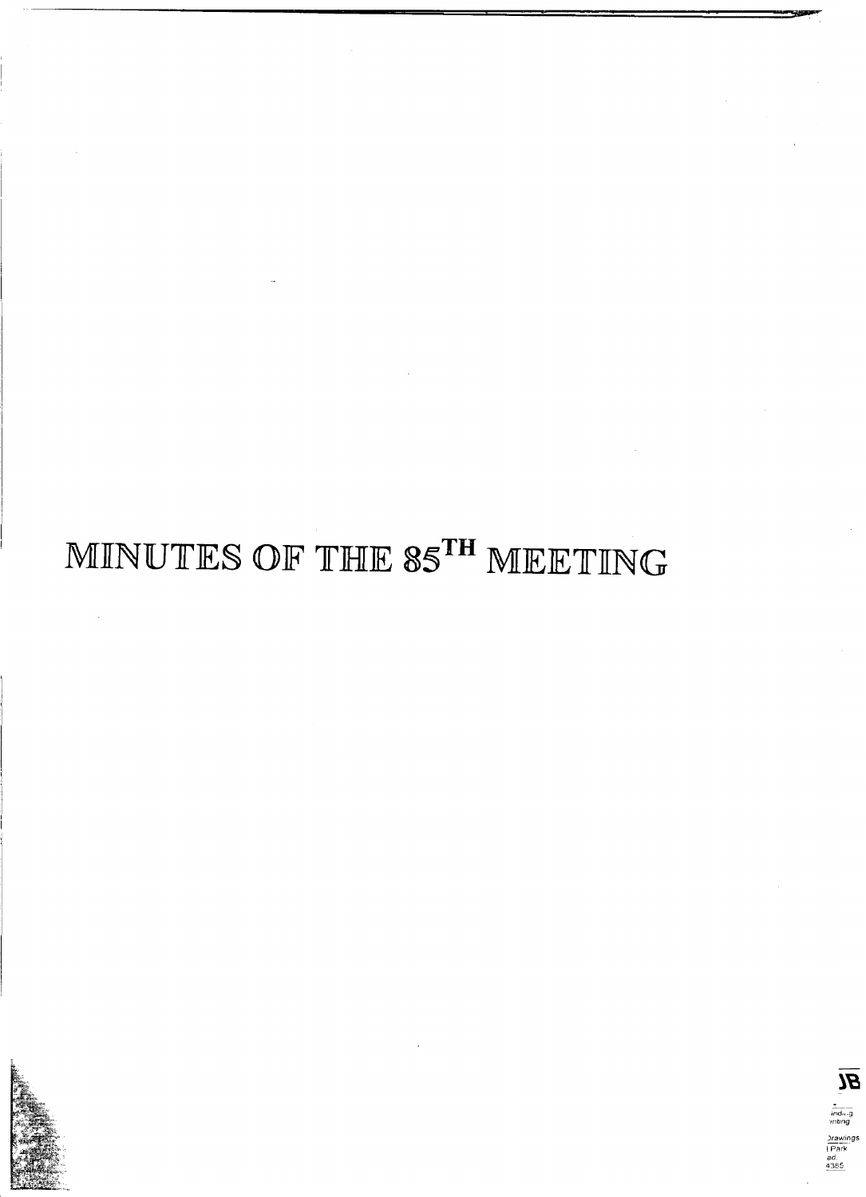# MINUTES OF THE 85$^{TH}$ MEETING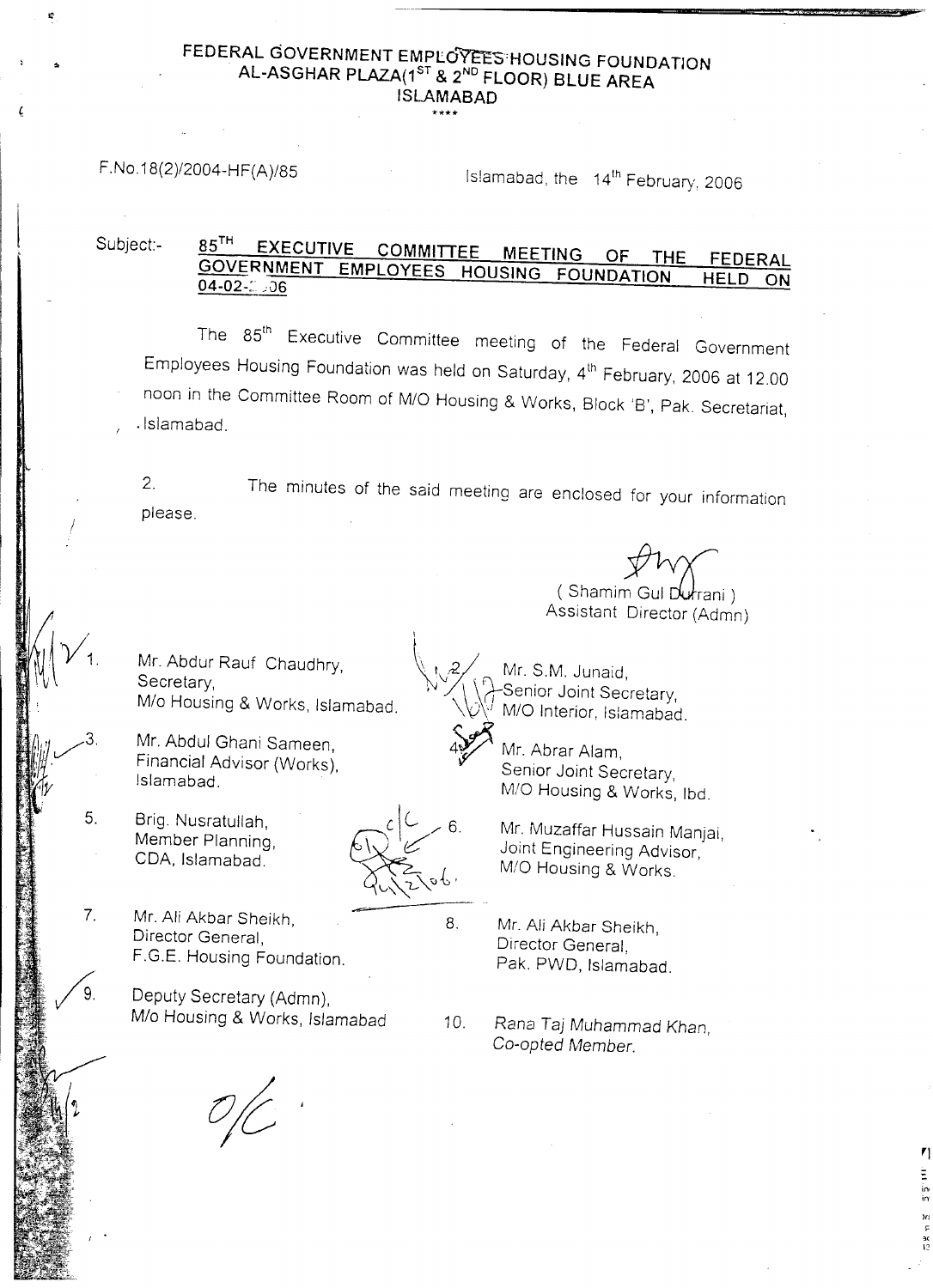# FEDERAL GOVERNMENT EMPLOYEES HOUSING FOUNDATION
## AL-ASGHAR PLAZA(1[ST] & 2[ND] FLOOR) BLUE AREA
## ISLAMABAD

\*\*\*\*

F.No.18(2)/2004-HF(A)/85

Islamabad, the 14[th] February, 2006

Subject:- **85[TH] EXECUTIVE COMMITTEE MEETING OF THE FEDERAL GOVERNMENT EMPLOYEES HOUSING FOUNDATION HELD ON 04-02-2006**

The 85[th] Executive Committee meeting of the Federal Government Employees Housing Foundation was held on Saturday, 4[th] February, 2006 at 12.00 noon in the Committee Room of M/O Housing & Works, Block 'B', Pak. Secretariat, Islamabad.

2. The minutes of the said meeting are enclosed for your information please.

( Shamim Gul Durrani )
Assistant Director (Admn)

1. Mr. Abdur Rauf Chaudhry,
   Secretary,
   M/o Housing & Works, Islamabad.
2. Mr. S.M. Junaid,
   Senior Joint Secretary,
   M/O Interior, Islamabad.
3. Mr. Abdul Ghani Sameen,
   Financial Advisor (Works),
   Islamabad.
4. Mr. Abrar Alam,
   Senior Joint Secretary,
   M/O Housing & Works, Ibd.
5. Brig. Nusratullah,
   Member Planning,
   CDA, Islamabad.
6. Mr. Muzaffar Hussain Manjai,
   Joint Engineering Advisor,
   M/O Housing & Works.
7. Mr. Ali Akbar Sheikh,
   Director General,
   F.G.E. Housing Foundation.
8. Mr. Ali Akbar Sheikh,
   Director General,
   Pak. PWD, Islamabad.
9. Deputy Secretary (Admn),
   M/o Housing & Works, Islamabad
10. *Rana Taj Muhammad Khan,*
    *Co-opted Member.*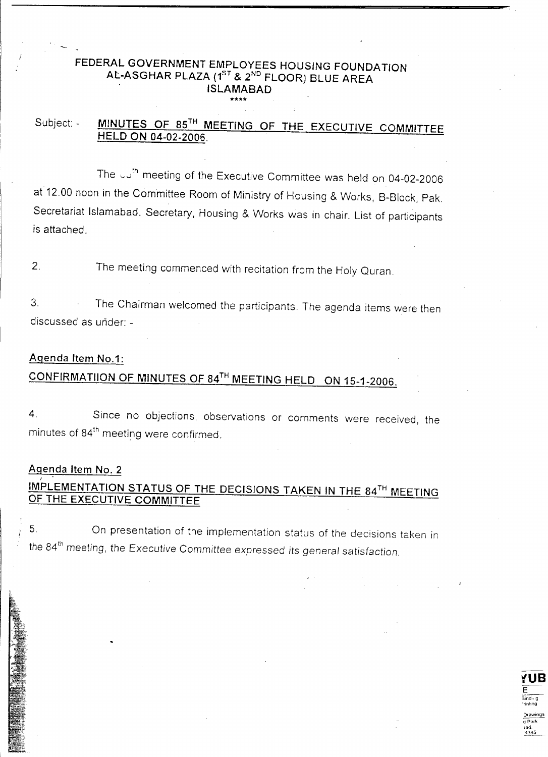# FEDERAL GOVERNMENT EMPLOYEES HOUSING FOUNDATION
## AL-ASGHAR PLAZA (1ST & 2ND FLOOR) BLUE AREA
## ISLAMABAD

****

Subject: - **MINUTES OF 85TH MEETING OF THE EXECUTIVE COMMITTEE HELD ON 04-02-2006.**

The 85th meeting of the Executive Committee was held on 04-02-2006 at 12.00 noon in the Committee Room of Ministry of Housing & Works, B-Block, Pak. Secretariat Islamabad. Secretary, Housing & Works was in chair. List of participants is attached.

2. The meeting commenced with recitation from the Holy Quran.

3. The Chairman welcomed the participants. The agenda items were then discussed as under: -

**Agenda Item No.1:**

**CONFIRMATIION OF MINUTES OF 84TH MEETING HELD ON 15-1-2006.**

4. Since no objections, observations or comments were received, the minutes of 84th meeting were confirmed.

**Agenda Item No. 2**

**IMPLEMENTATION STATUS OF THE DECISIONS TAKEN IN THE 84TH MEETING OF THE EXECUTIVE COMMITTEE**

5. On presentation of the implementation status of the decisions taken in the 84th meeting, the Executive Committee expressed its general satisfaction.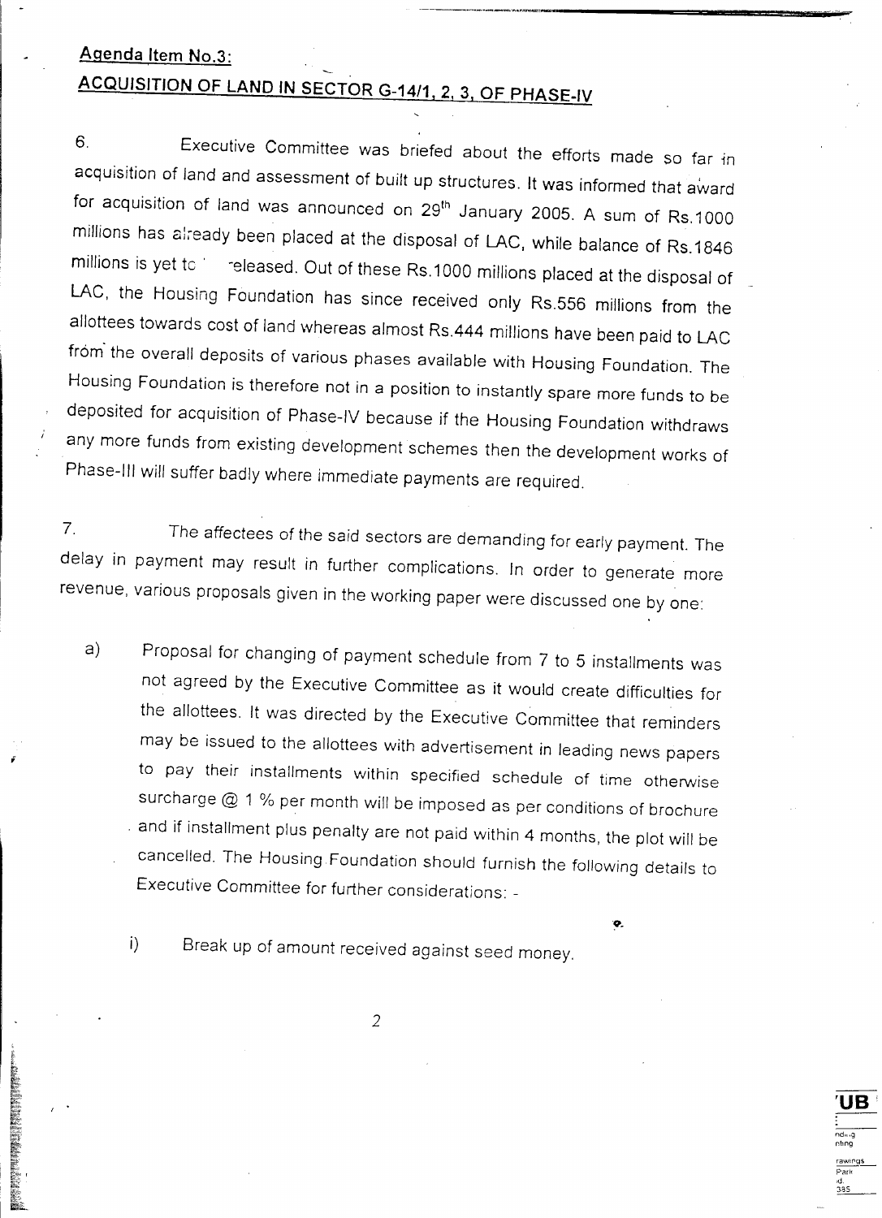**Agenda Item No.3:**

**ACQUISITION OF LAND IN SECTOR G-14/1, 2, 3, OF PHASE-IV**

6. Executive Committee was briefed about the efforts made so far in acquisition of land and assessment of built up structures. It was informed that award for acquisition of land was announced on 29th January 2005. A sum of Rs.1000 millions has already been placed at the disposal of LAC, while balance of Rs.1846 millions is yet to released. Out of these Rs.1000 millions placed at the disposal of LAC, the Housing Foundation has since received only Rs.556 millions from the allottees towards cost of land whereas almost Rs.444 millions have been paid to LAC from the overall deposits of various phases available with Housing Foundation. The Housing Foundation is therefore not in a position to instantly spare more funds to be deposited for acquisition of Phase-IV because if the Housing Foundation withdraws any more funds from existing development schemes then the development works of Phase-III will suffer badly where immediate payments are required.

7. The affectees of the said sectors are demanding for early payment. The delay in payment may result in further complications. In order to generate more revenue, various proposals given in the working paper were discussed one by one:

a) Proposal for changing of payment schedule from 7 to 5 installments was not agreed by the Executive Committee as it would create difficulties for the allottees. It was directed by the Executive Committee that reminders may be issued to the allottees with advertisement in leading news papers to pay their installments within specified schedule of time otherwise surcharge @ 1 % per month will be imposed as per conditions of brochure and if installment plus penalty are not paid within 4 months, the plot will be cancelled. The Housing Foundation should furnish the following details to Executive Committee for further considerations: -

   i) Break up of amount received against seed money.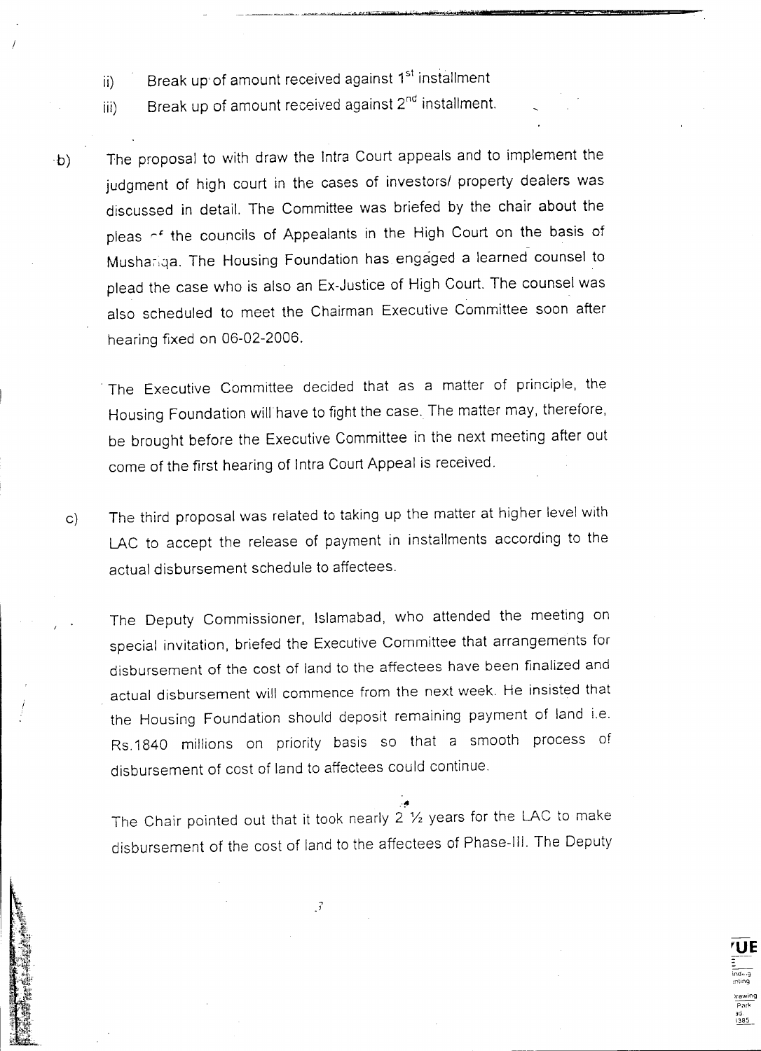ii) Break up of amount received against 1st installment

iii) Break up of amount received against 2nd installment.

b) The proposal to with draw the Intra Court appeals and to implement the judgment of high court in the cases of investors/ property dealers was discussed in detail. The Committee was briefed by the chair about the pleas of the councils of Appealants in the High Court on the basis of Musharaqa. The Housing Foundation has engaged a learned counsel to plead the case who is also an Ex-Justice of High Court. The counsel was also scheduled to meet the Chairman Executive Committee soon after hearing fixed on 06-02-2006.

The Executive Committee decided that as a matter of principle, the Housing Foundation will have to fight the case. The matter may, therefore, be brought before the Executive Committee in the next meeting after out come of the first hearing of Intra Court Appeal is received.

c) The third proposal was related to taking up the matter at higher level with LAC to accept the release of payment in installments according to the actual disbursement schedule to affectees.

The Deputy Commissioner, Islamabad, who attended the meeting on special invitation, briefed the Executive Committee that arrangements for disbursement of the cost of land to the affectees have been finalized and actual disbursement will commence from the next week. He insisted that the Housing Foundation should deposit remaining payment of land i.e. Rs.1840 millions on priority basis so that a smooth process of disbursement of cost of land to affectees could continue.

The Chair pointed out that it took nearly 2 ½ years for the LAC to make disbursement of the cost of land to the affectees of Phase-III. The Deputy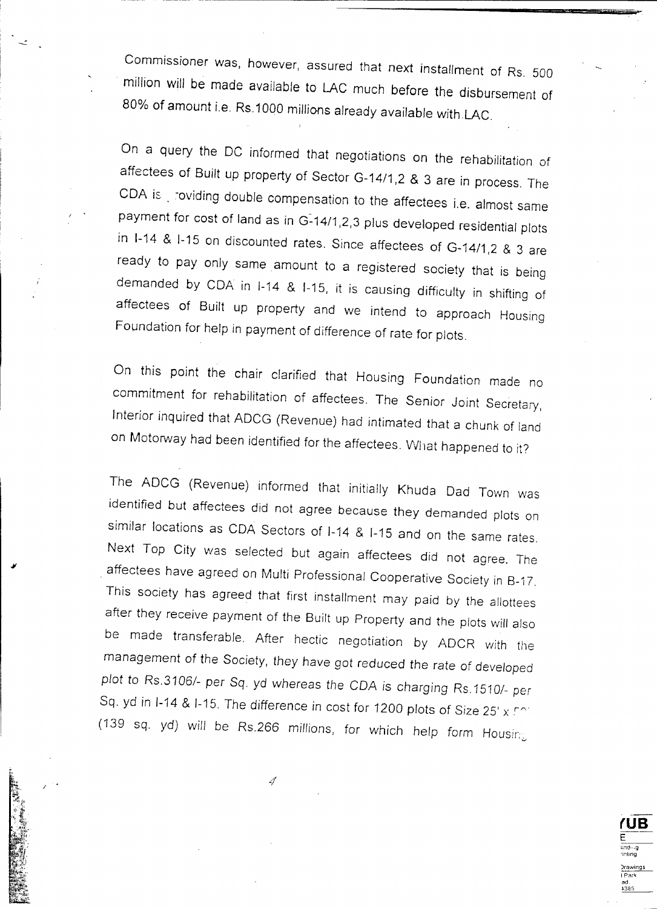Commissioner was, however, assured that next installment of Rs. 500 million will be made available to LAC much before the disbursement of 80% of amount i.e. Rs.1000 millions already available with LAC.

On a query the DC informed that negotiations on the rehabilitation of affectees of Built up property of Sector G-14/1,2 & 3 are in process. The CDA is providing double compensation to the affectees i.e. almost same payment for cost of land as in G-14/1,2,3 plus developed residential plots in I-14 & I-15 on discounted rates. Since affectees of G-14/1,2 & 3 are ready to pay only same amount to a registered society that is being demanded by CDA in I-14 & I-15, it is causing difficulty in shifting of affectees of Built up property and we intend to approach Housing Foundation for help in payment of difference of rate for plots.

On this point the chair clarified that Housing Foundation made no commitment for rehabilitation of affectees. The Senior Joint Secretary, Interior inquired that ADCG (Revenue) had intimated that a chunk of land on Motorway had been identified for the affectees. What happened to it?

The ADCG (Revenue) informed that initially Khuda Dad Town was identified but affectees did not agree because they demanded plots on similar locations as CDA Sectors of I-14 & I-15 and on the same rates. Next Top City was selected but again affectees did not agree. The affectees have agreed on Multi Professional Cooperative Society in B-17. This society has agreed that first installment may paid by the allottees after they receive payment of the Built up Property and the plots will also be made transferable. After hectic negotiation by ADCR with the management of the Society, they have got reduced the rate of developed plot to Rs.3106/- per Sq. yd whereas the CDA is charging Rs.1510/- per Sq. yd in I-14 & I-15. The difference in cost for 1200 plots of Size 25' x 50' (139 sq. yd) will be Rs.266 millions, for which help form Housing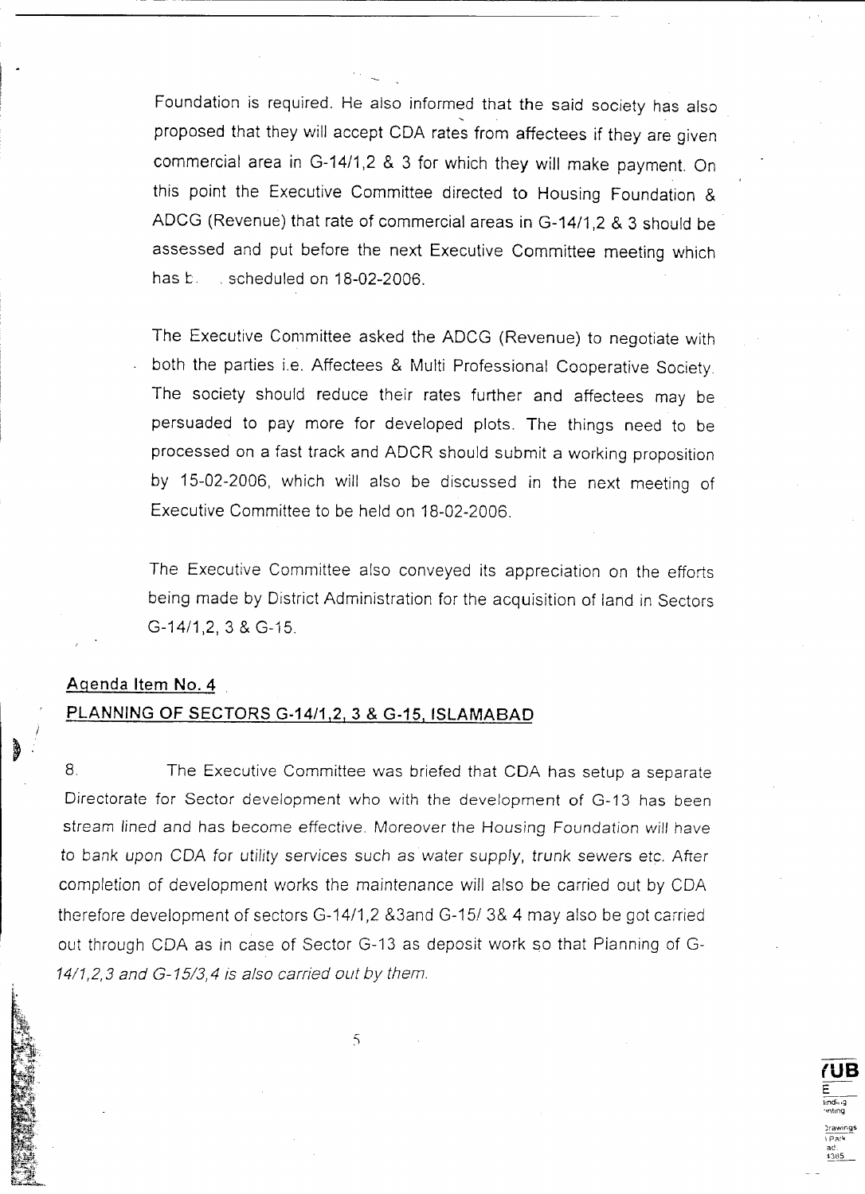Foundation is required. He also informed that the said society has also proposed that they will accept CDA rates from affectees if they are given commercial area in G-14/1,2 & 3 for which they will make payment. On this point the Executive Committee directed to Housing Foundation & ADCG (Revenue) that rate of commercial areas in G-14/1,2 & 3 should be assessed and put before the next Executive Committee meeting which has b . scheduled on 18-02-2006.

The Executive Committee asked the ADCG (Revenue) to negotiate with both the parties i.e. Affectees & Multi Professional Cooperative Society. The society should reduce their rates further and affectees may be persuaded to pay more for developed plots. The things need to be processed on a fast track and ADCR should submit a working proposition by 15-02-2006, which will also be discussed in the next meeting of Executive Committee to be held on 18-02-2006.

The Executive Committee also conveyed its appreciation on the efforts being made by District Administration for the acquisition of land in Sectors G-14/1,2, 3 & G-15.

## Agenda Item No. 4

## PLANNING OF SECTORS G-14/1,2, 3 & G-15, ISLAMABAD

8. The Executive Committee was briefed that CDA has setup a separate Directorate for Sector development who with the development of G-13 has been stream lined and has become effective. Moreover the Housing Foundation will have to bank upon CDA for utility services such as water supply, trunk sewers etc. After completion of development works the maintenance will also be carried out by CDA therefore development of sectors G-14/1,2 &3and G-15/ 3& 4 may also be got carried out through CDA as in case of Sector G-13 as deposit work so that Planning of G-14/1,2,3 and G-15/3,4 is also carried out by them.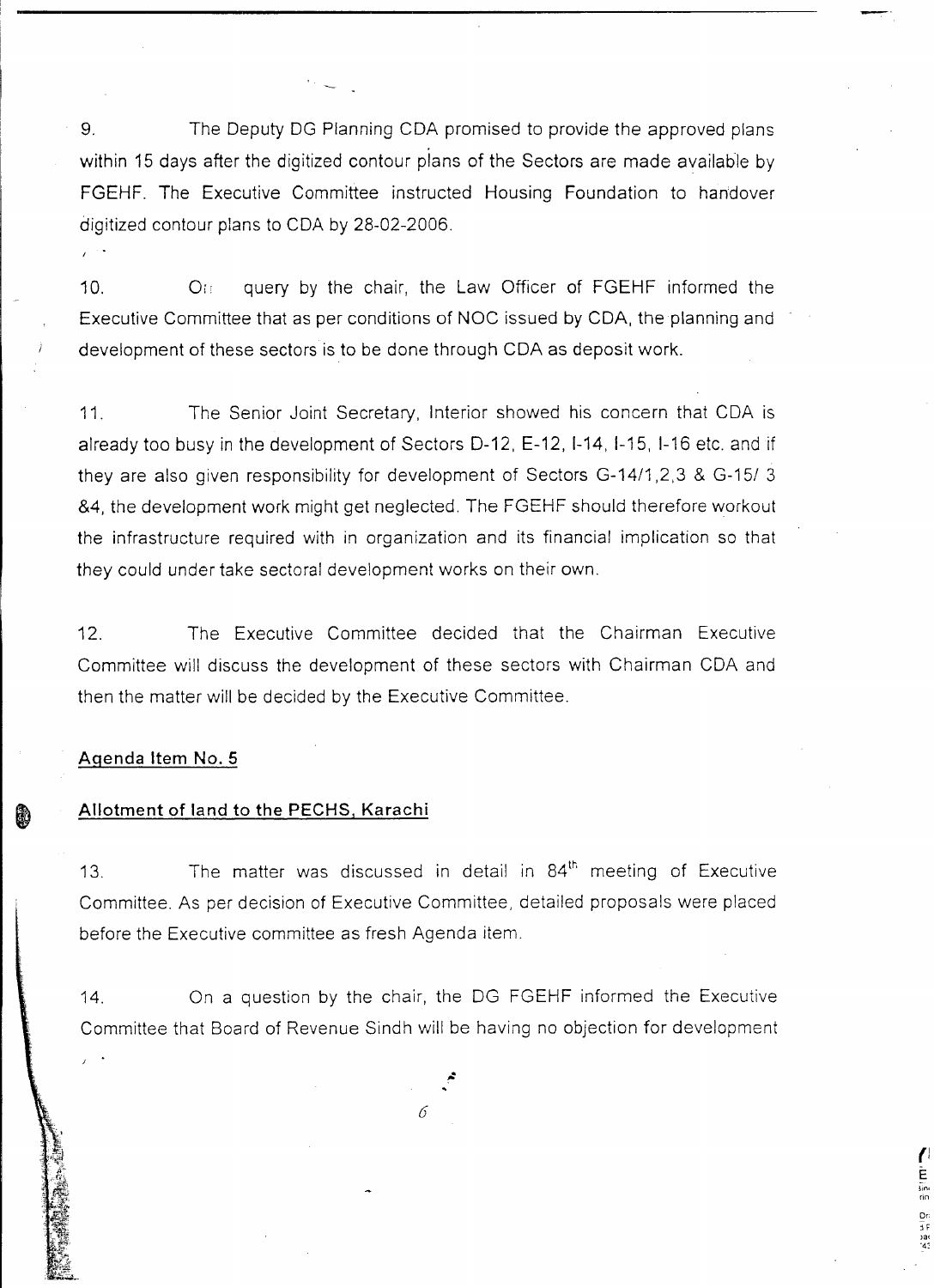9. The Deputy DG Planning CDA promised to provide the approved plans within 15 days after the digitized contour plans of the Sectors are made available by FGEHF. The Executive Committee instructed Housing Foundation to handover digitized contour plans to CDA by 28-02-2006.

10. On query by the chair, the Law Officer of FGEHF informed the Executive Committee that as per conditions of NOC issued by CDA, the planning and development of these sectors is to be done through CDA as deposit work.

11. The Senior Joint Secretary, Interior showed his concern that CDA is already too busy in the development of Sectors D-12, E-12, I-14, I-15, I-16 etc. and if they are also given responsibility for development of Sectors G-14/1,2,3 & G-15/ 3 &4, the development work might get neglected. The FGEHF should therefore workout the infrastructure required with in organization and its financial implication so that they could under take sectoral development works on their own.

12. The Executive Committee decided that the Chairman Executive Committee will discuss the development of these sectors with Chairman CDA and then the matter will be decided by the Executive Committee.

## Agenda Item No. 5

## Allotment of land to the PECHS, Karachi

13. The matter was discussed in detail in 84th meeting of Executive Committee. As per decision of Executive Committee, detailed proposals were placed before the Executive committee as fresh Agenda item.

14. On a question by the chair, the DG FGEHF informed the Executive Committee that Board of Revenue Sindh will be having no objection for development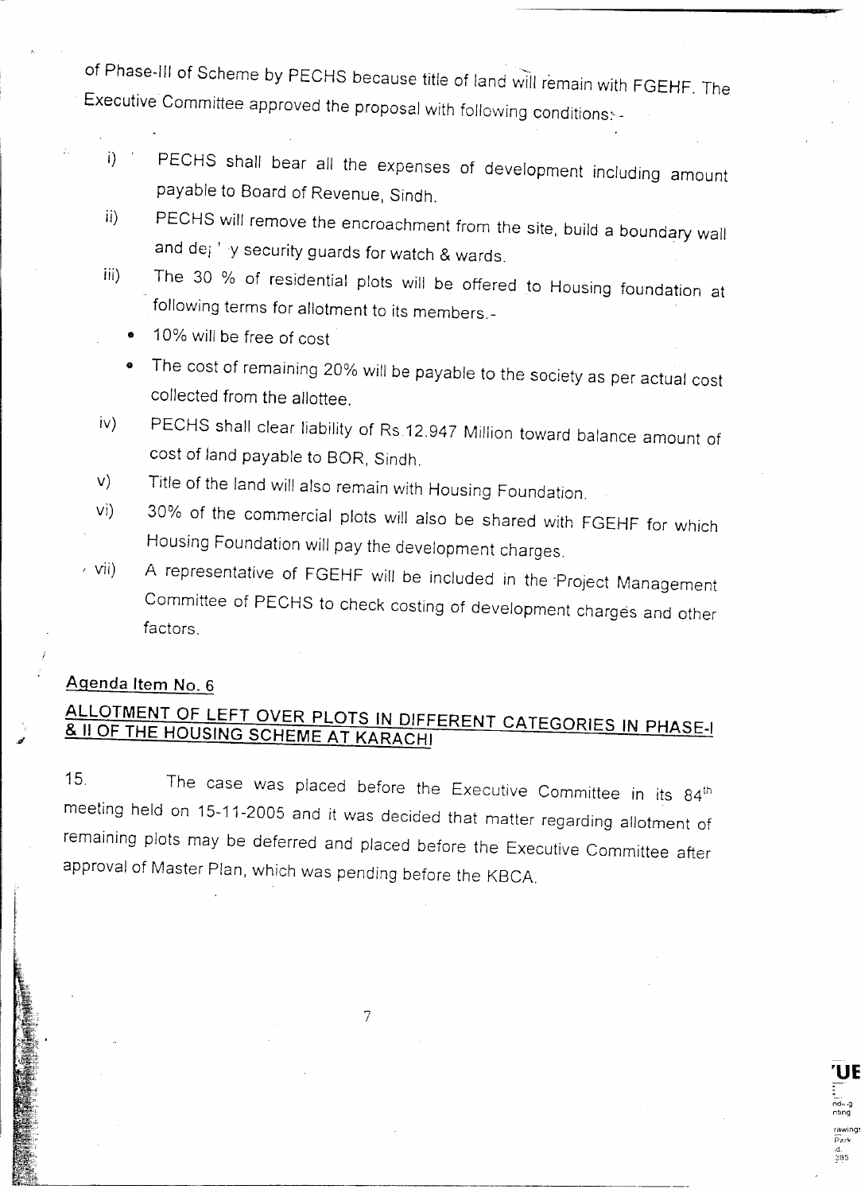of Phase-III of Scheme by PECHS because title of land will remain with FGEHF. The Executive Committee approved the proposal with following conditions:-

i) PECHS shall bear all the expenses of development including amount payable to Board of Revenue, Sindh.

ii) PECHS will remove the encroachment from the site, build a boundary wall and dep' y security guards for watch & wards.

iii) The 30 % of residential plots will be offered to Housing foundation at following terms for allotment to its members.-

- 10% will be free of cost
- The cost of remaining 20% will be payable to the society as per actual cost collected from the allottee.

iv) PECHS shall clear liability of Rs.12.947 Million toward balance amount of cost of land payable to BOR, Sindh.

v) Title of the land will also remain with Housing Foundation.

vi) 30% of the commercial plots will also be shared with FGEHF for which Housing Foundation will pay the development charges.

vii) A representative of FGEHF will be included in the Project Management Committee of PECHS to check costing of development charges and other factors.

## Agenda Item No. 6

## ALLOTMENT OF LEFT OVER PLOTS IN DIFFERENT CATEGORIES IN PHASE-I & II OF THE HOUSING SCHEME AT KARACHI

15. The case was placed before the Executive Committee in its 84th meeting held on 15-11-2005 and it was decided that matter regarding allotment of remaining plots may be deferred and placed before the Executive Committee after approval of Master Plan, which was pending before the KBCA.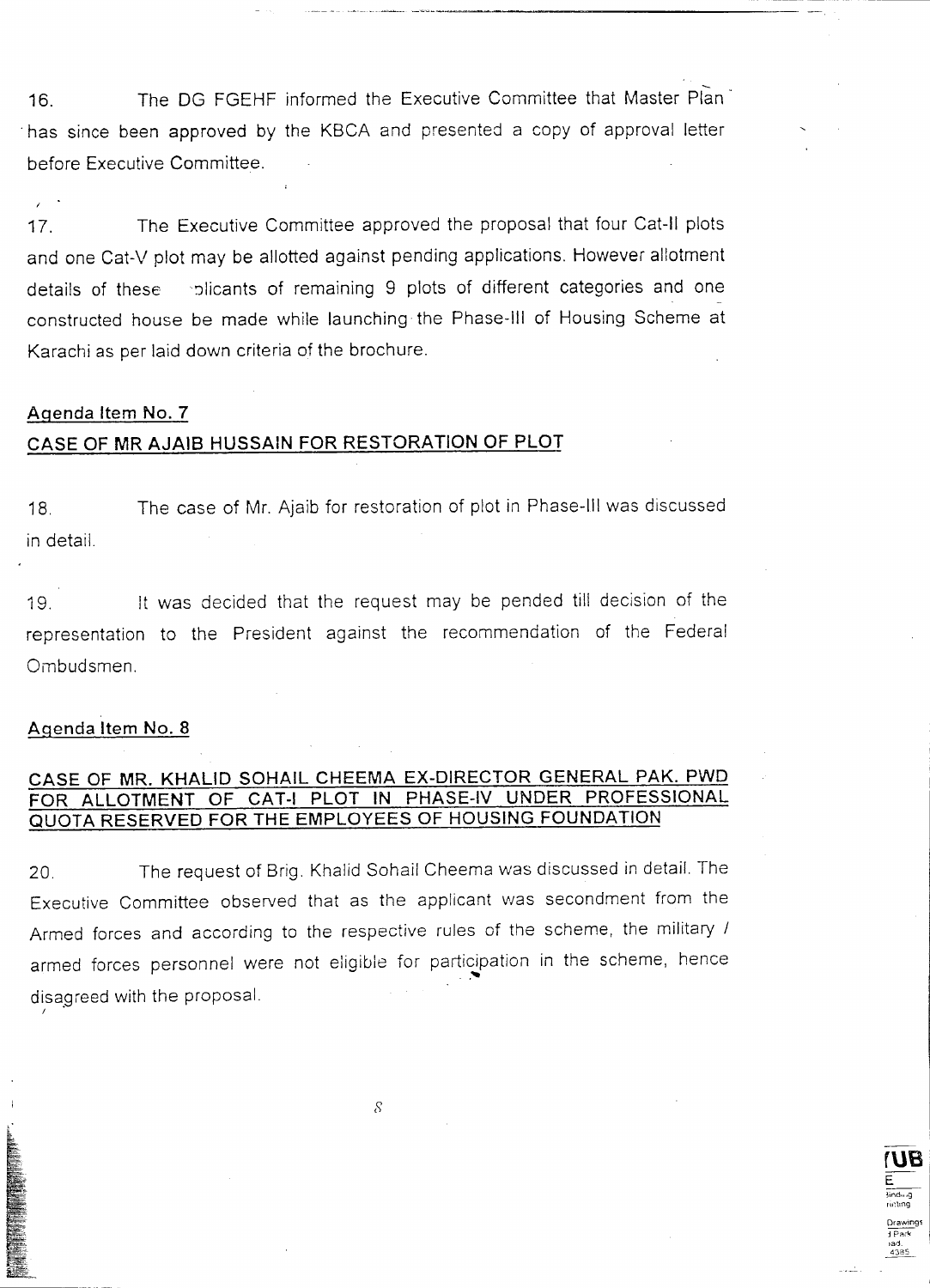16. The DG FGEHF informed the Executive Committee that Master Plan has since been approved by the KBCA and presented a copy of approval letter before Executive Committee.

17. The Executive Committee approved the proposal that four Cat-II plots and one Cat-V plot may be allotted against pending applications. However allotment details of these applicants of remaining 9 plots of different categories and one constructed house be made while launching the Phase-III of Housing Scheme at Karachi as per laid down criteria of the brochure.

## Agenda Item No. 7

## CASE OF MR AJAIB HUSSAIN FOR RESTORATION OF PLOT

18. The case of Mr. Ajaib for restoration of plot in Phase-III was discussed in detail.

19. It was decided that the request may be pended till decision of the representation to the President against the recommendation of the Federal Ombudsmen.

## Agenda Item No. 8

## CASE OF MR. KHALID SOHAIL CHEEMA EX-DIRECTOR GENERAL PAK. PWD FOR ALLOTMENT OF CAT-I PLOT IN PHASE-IV UNDER PROFESSIONAL QUOTA RESERVED FOR THE EMPLOYEES OF HOUSING FOUNDATION

20. The request of Brig. Khalid Sohail Cheema was discussed in detail. The Executive Committee observed that as the applicant was secondment from the Armed forces and according to the respective rules of the scheme, the military / armed forces personnel were not eligible for participation in the scheme, hence disagreed with the proposal.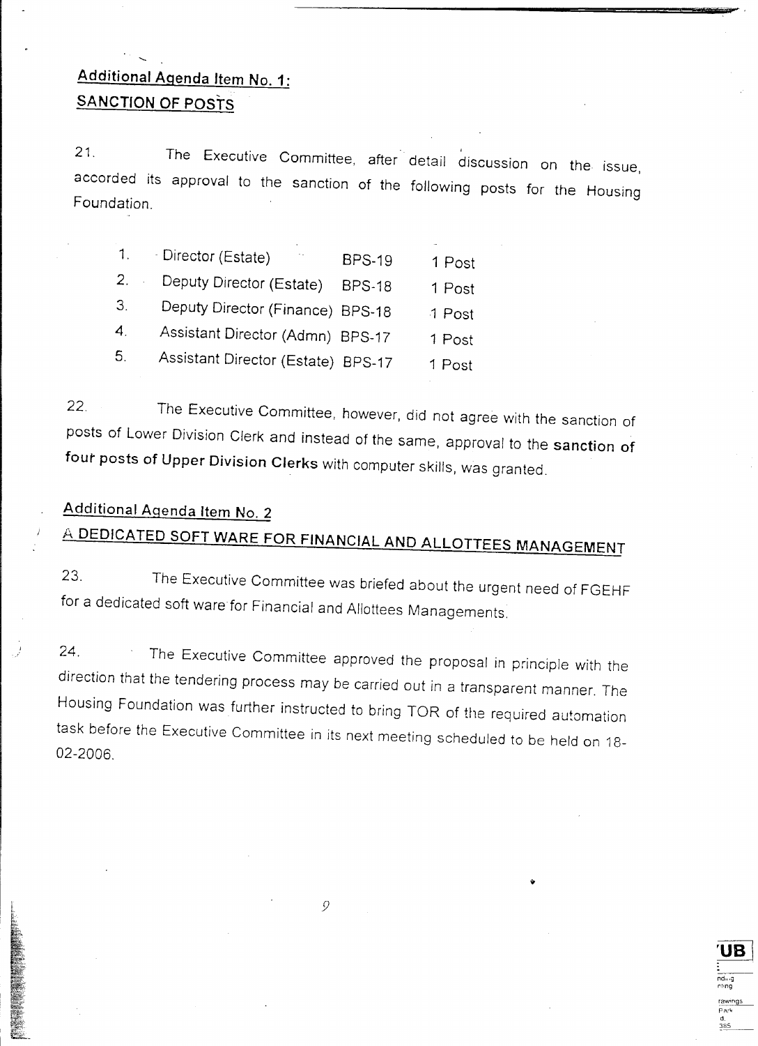## Additional Agenda Item No. 1:
## SANCTION OF POSTS

21. The Executive Committee, after detail discussion on the issue, accorded its approval to the sanction of the following posts for the Housing Foundation.

| | | | |
|---|---|---|---|
| 1. | Director (Estate) | BPS-19 | 1 Post |
| 2. | Deputy Director (Estate) | BPS-18 | 1 Post |
| 3. | Deputy Director (Finance) | BPS-18 | 1 Post |
| 4. | Assistant Director (Admn) | BPS-17 | 1 Post |
| 5. | Assistant Director (Estate) | BPS-17 | 1 Post |

22. The Executive Committee, however, did not agree with the sanction of posts of Lower Division Clerk and instead of the same, approval to the **sanction of four posts of Upper Division Clerks** with computer skills, was granted.

## Additional Agenda Item No. 2
## A DEDICATED SOFT WARE FOR FINANCIAL AND ALLOTTEES MANAGEMENT

23. The Executive Committee was briefed about the urgent need of FGEHF for a dedicated soft ware for Financial and Allottees Managements.

24. The Executive Committee approved the proposal in principle with the direction that the tendering process may be carried out in a transparent manner. The Housing Foundation was further instructed to bring TOR of the required automation task before the Executive Committee in its next meeting scheduled to be held on 18-02-2006.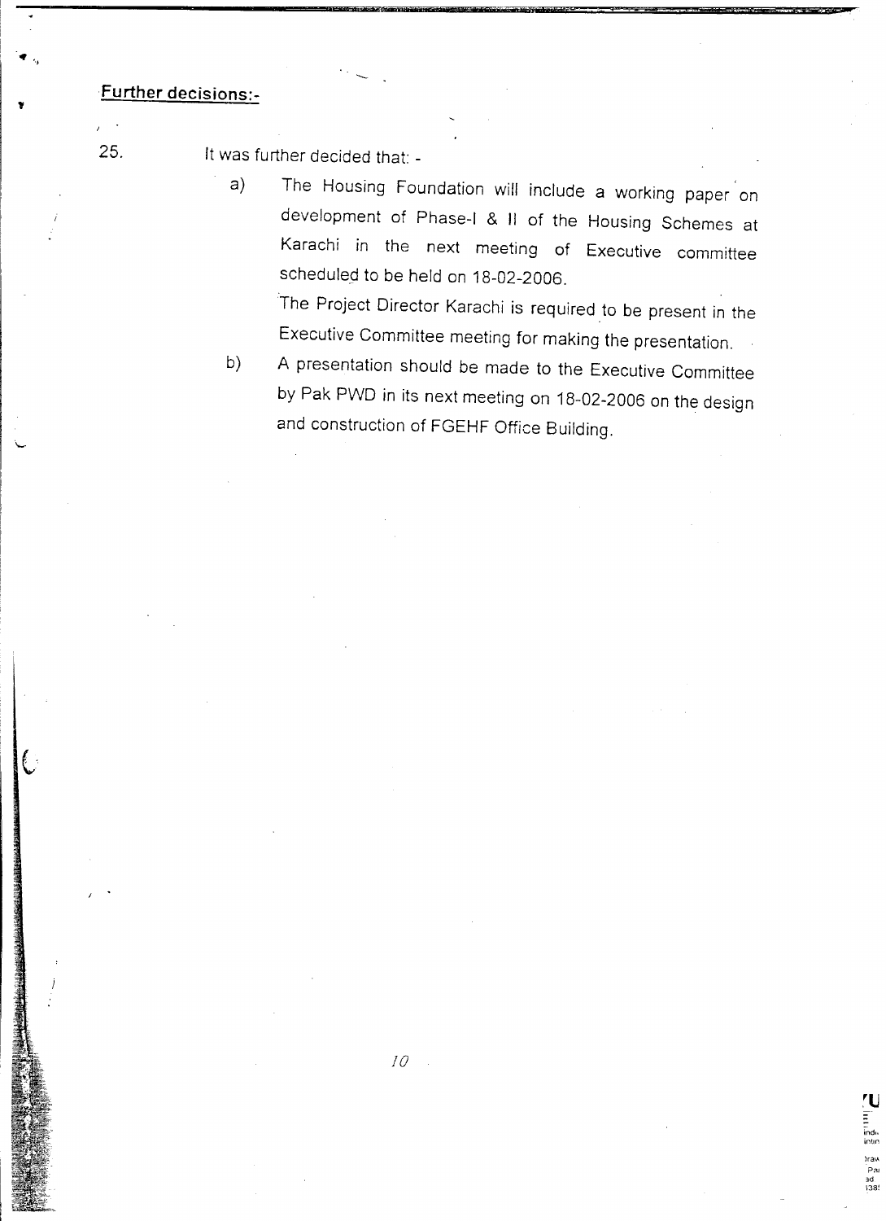**Further decisions:-**

25. It was further decided that: -

a) The Housing Foundation will include a working paper on development of Phase-I & II of the Housing Schemes at Karachi in the next meeting of Executive committee scheduled to be held on 18-02-2006.

The Project Director Karachi is required to be present in the Executive Committee meeting for making the presentation.

b) A presentation should be made to the Executive Committee by Pak PWD in its next meeting on 18-02-2006 on the design and construction of FGEHF Office Building.